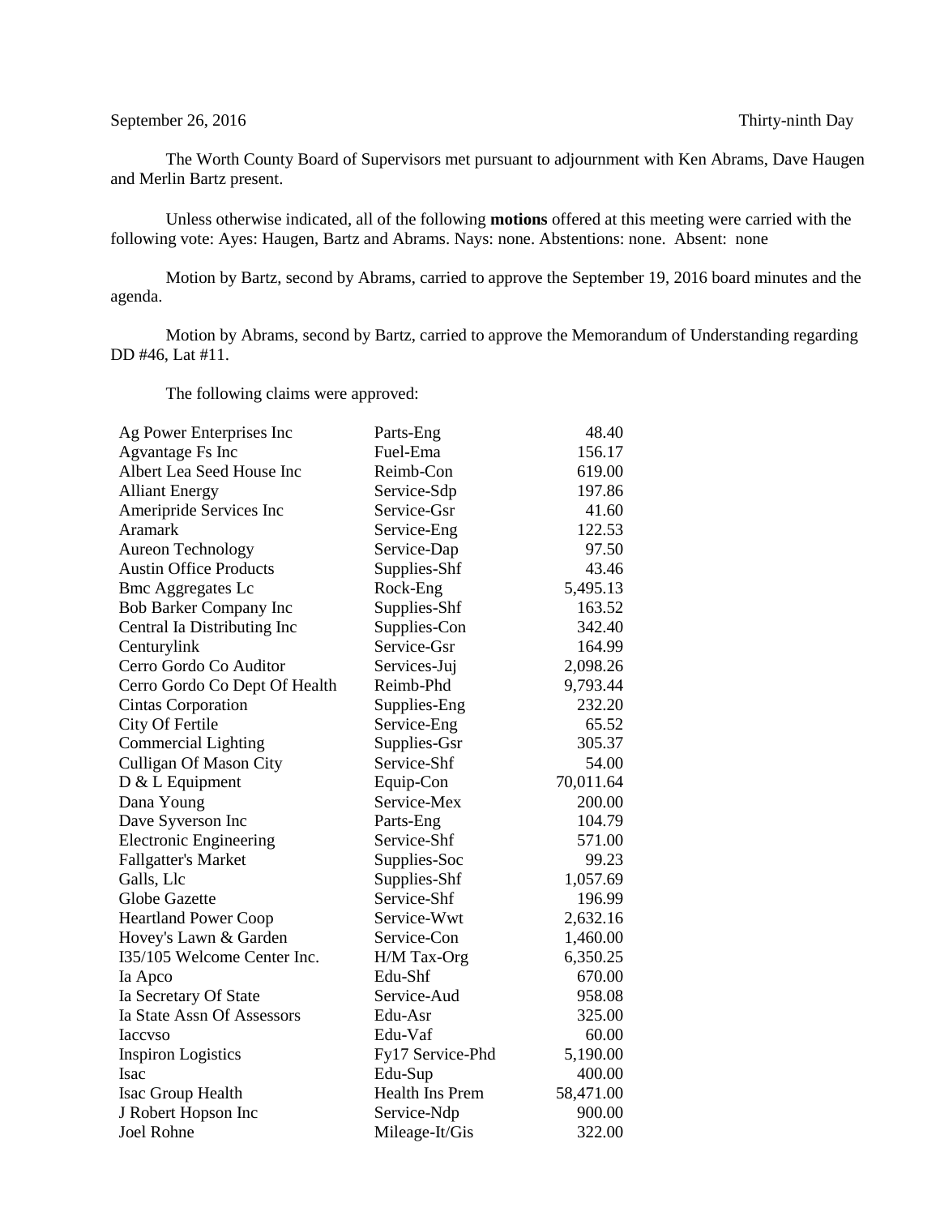September 26, 2016 Thirty-ninth Day

The Worth County Board of Supervisors met pursuant to adjournment with Ken Abrams, Dave Haugen and Merlin Bartz present.

Unless otherwise indicated, all of the following **motions** offered at this meeting were carried with the following vote: Ayes: Haugen, Bartz and Abrams. Nays: none. Abstentions: none. Absent: none

Motion by Bartz, second by Abrams, carried to approve the September 19, 2016 board minutes and the agenda.

Motion by Abrams, second by Bartz, carried to approve the Memorandum of Understanding regarding DD #46, Lat #11.

The following claims were approved:

| | | |
|---|---|---|
| Ag Power Enterprises Inc | Parts-Eng | 48.40 |
| Agvantage Fs Inc | Fuel-Ema | 156.17 |
| Albert Lea Seed House Inc | Reimb-Con | 619.00 |
| Alliant Energy | Service-Sdp | 197.86 |
| Ameripride Services Inc | Service-Gsr | 41.60 |
| Aramark | Service-Eng | 122.53 |
| Aureon Technology | Service-Dap | 97.50 |
| Austin Office Products | Supplies-Shf | 43.46 |
| Bmc Aggregates Lc | Rock-Eng | 5,495.13 |
| Bob Barker Company Inc | Supplies-Shf | 163.52 |
| Central Ia Distributing Inc | Supplies-Con | 342.40 |
| Centurylink | Service-Gsr | 164.99 |
| Cerro Gordo Co Auditor | Services-Juj | 2,098.26 |
| Cerro Gordo Co Dept Of Health | Reimb-Phd | 9,793.44 |
| Cintas Corporation | Supplies-Eng | 232.20 |
| City Of Fertile | Service-Eng | 65.52 |
| Commercial Lighting | Supplies-Gsr | 305.37 |
| Culligan Of Mason City | Service-Shf | 54.00 |
| D & L Equipment | Equip-Con | 70,011.64 |
| Dana Young | Service-Mex | 200.00 |
| Dave Syverson Inc | Parts-Eng | 104.79 |
| Electronic Engineering | Service-Shf | 571.00 |
| Fallgatter's Market | Supplies-Soc | 99.23 |
| Galls, Llc | Supplies-Shf | 1,057.69 |
| Globe Gazette | Service-Shf | 196.99 |
| Heartland Power Coop | Service-Wwt | 2,632.16 |
| Hovey's Lawn & Garden | Service-Con | 1,460.00 |
| I35/105 Welcome Center Inc. | H/M Tax-Org | 6,350.25 |
| Ia Apco | Edu-Shf | 670.00 |
| Ia Secretary Of State | Service-Aud | 958.08 |
| Ia State Assn Of Assessors | Edu-Asr | 325.00 |
| Iaccvso | Edu-Vaf | 60.00 |
| Inspiron Logistics | Fy17 Service-Phd | 5,190.00 |
| Isac | Edu-Sup | 400.00 |
| Isac Group Health | Health Ins Prem | 58,471.00 |
| J Robert Hopson Inc | Service-Ndp | 900.00 |
| Joel Rohne | Mileage-It/Gis | 322.00 |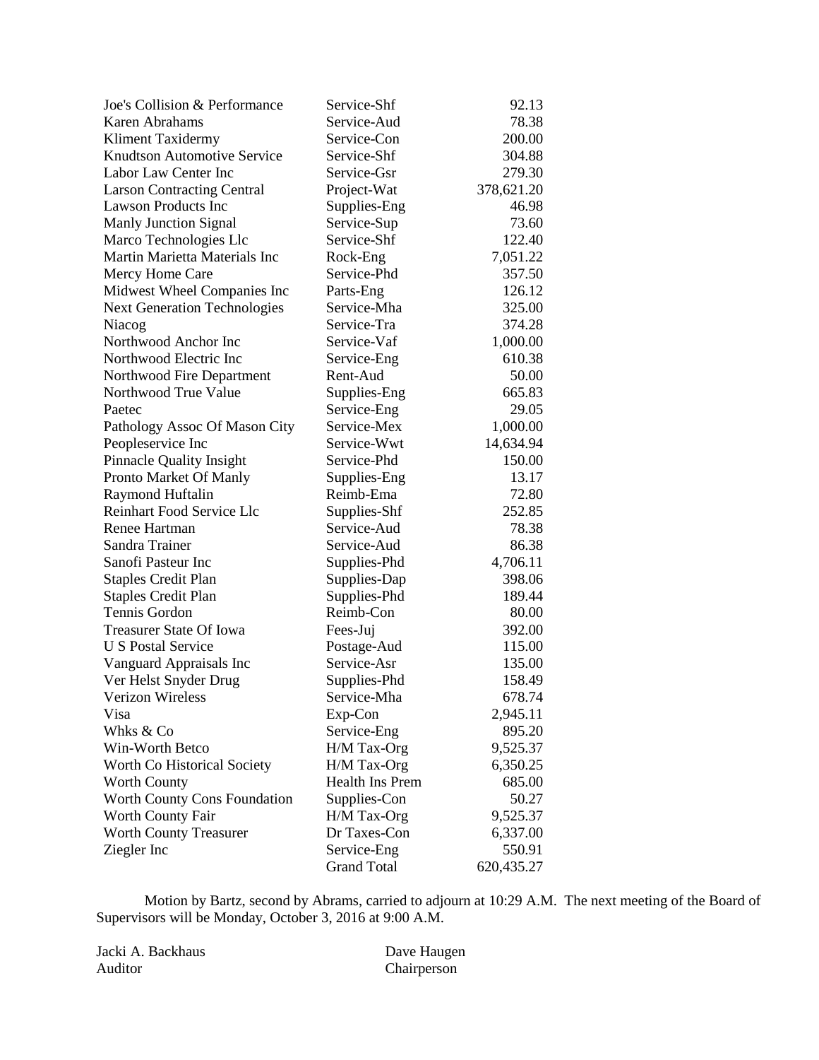| | | |
|---|---|---|
| Joe's Collision & Performance | Service-Shf | 92.13 |
| Karen Abrahams | Service-Aud | 78.38 |
| Kliment Taxidermy | Service-Con | 200.00 |
| Knudtson Automotive Service | Service-Shf | 304.88 |
| Labor Law Center Inc | Service-Gsr | 279.30 |
| Larson Contracting Central | Project-Wat | 378,621.20 |
| Lawson Products Inc | Supplies-Eng | 46.98 |
| Manly Junction Signal | Service-Sup | 73.60 |
| Marco Technologies Llc | Service-Shf | 122.40 |
| Martin Marietta Materials Inc | Rock-Eng | 7,051.22 |
| Mercy Home Care | Service-Phd | 357.50 |
| Midwest Wheel Companies Inc | Parts-Eng | 126.12 |
| Next Generation Technologies | Service-Mha | 325.00 |
| Niacog | Service-Tra | 374.28 |
| Northwood Anchor Inc | Service-Vaf | 1,000.00 |
| Northwood Electric Inc | Service-Eng | 610.38 |
| Northwood Fire Department | Rent-Aud | 50.00 |
| Northwood True Value | Supplies-Eng | 665.83 |
| Paetec | Service-Eng | 29.05 |
| Pathology Assoc Of Mason City | Service-Mex | 1,000.00 |
| Peopleservice Inc | Service-Wwt | 14,634.94 |
| Pinnacle Quality Insight | Service-Phd | 150.00 |
| Pronto Market Of Manly | Supplies-Eng | 13.17 |
| Raymond Huftalin | Reimb-Ema | 72.80 |
| Reinhart Food Service Llc | Supplies-Shf | 252.85 |
| Renee Hartman | Service-Aud | 78.38 |
| Sandra Trainer | Service-Aud | 86.38 |
| Sanofi Pasteur Inc | Supplies-Phd | 4,706.11 |
| Staples Credit Plan | Supplies-Dap | 398.06 |
| Staples Credit Plan | Supplies-Phd | 189.44 |
| Tennis Gordon | Reimb-Con | 80.00 |
| Treasurer State Of Iowa | Fees-Juj | 392.00 |
| U S Postal Service | Postage-Aud | 115.00 |
| Vanguard Appraisals Inc | Service-Asr | 135.00 |
| Ver Helst Snyder Drug | Supplies-Phd | 158.49 |
| Verizon Wireless | Service-Mha | 678.74 |
| Visa | Exp-Con | 2,945.11 |
| Whks & Co | Service-Eng | 895.20 |
| Win-Worth Betco | H/M Tax-Org | 9,525.37 |
| Worth Co Historical Society | H/M Tax-Org | 6,350.25 |
| Worth County | Health Ins Prem | 685.00 |
| Worth County Cons Foundation | Supplies-Con | 50.27 |
| Worth County Fair | H/M Tax-Org | 9,525.37 |
| Worth County Treasurer | Dr Taxes-Con | 6,337.00 |
| Ziegler Inc | Service-Eng | 550.91 |
| | Grand Total | 620,435.27 |

Motion by Bartz, second by Abrams, carried to adjourn at 10:29 A.M. The next meeting of the Board of Supervisors will be Monday, October 3, 2016 at 9:00 A.M.

Jacki A. Backhaus
Auditor

Dave Haugen
Chairperson